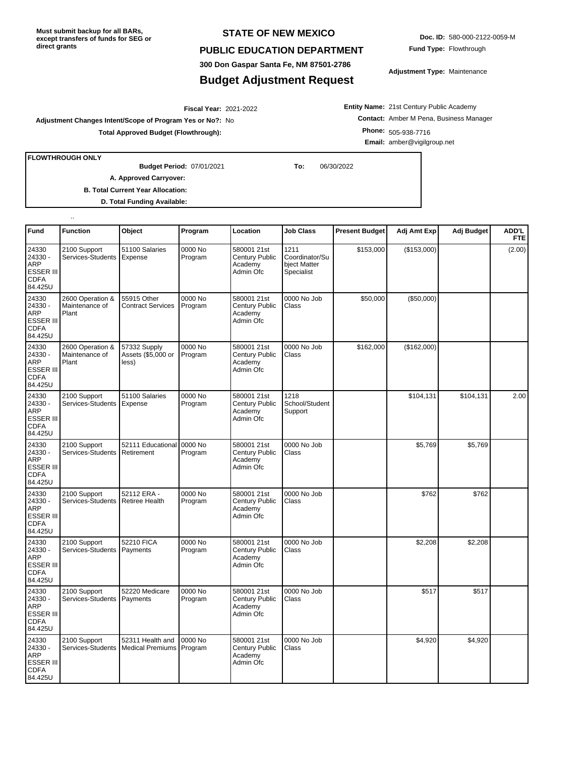**Must submit backup for all BARs, except transfers of funds for SEG or direct grants**

# STATE OF NEW MEXICO

## PUBLIC EDUCATION DEPARTMENT

300 Don Gaspar Santa Fe, NM 87501-2786

## Budget Adjustment Request

**Doc. ID:** 580-000-2122-0059-M

**Fund Type:** Flowthrough

**Adjustment Type:** Maintenance

**Fiscal Year:** 2021-2022

**Adjustment Changes Intent/Scope of Program Yes or No?:** No

**Total Approved Budget (Flowthrough):**

**Entity Name:** 21st Century Public Academy

**Contact:** Amber M Pena, Business Manager

**Phone:** 505-938-7716

**Email:** amber@vigilgroup.net

**FLOWTHROUGH ONLY**

**Budget Period:** 07/01/2021 **To:** 06/30/2022

**A. Approved Carryover:**

**B. Total Current Year Allocation:**

**D. Total Funding Available:**

..

| Fund | Function | Object | Program | Location | Job Class | Present Budget | Adj Amt Exp | Adj Budget | ADD'L FTE |
|---|---|---|---|---|---|---|---|---|---|
| 24330 24330 - ARP ESSER III CDFA 84.425U | 2100 Support Services-Students | 51100 Salaries Expense | 0000 No Program | 580001 21st Century Public Academy Admin Ofc | 1211 Coordinator/Subject Matter Specialist | $153,000 | ($153,000) | | (2.00) |
| 24330 24330 - ARP ESSER III CDFA 84.425U | 2600 Operation & Maintenance of Plant | 55915 Other Contract Services | 0000 No Program | 580001 21st Century Public Academy Admin Ofc | 0000 No Job Class | $50,000 | ($50,000) | | |
| 24330 24330 - ARP ESSER III CDFA 84.425U | 2600 Operation & Maintenance of Plant | 57332 Supply Assets ($5,000 or less) | 0000 No Program | 580001 21st Century Public Academy Admin Ofc | 0000 No Job Class | $162,000 | ($162,000) | | |
| 24330 24330 - ARP ESSER III CDFA 84.425U | 2100 Support Services-Students | 51100 Salaries Expense | 0000 No Program | 580001 21st Century Public Academy Admin Ofc | 1218 School/Student Support | | $104,131 | $104,131 | 2.00 |
| 24330 24330 - ARP ESSER III CDFA 84.425U | 2100 Support Services-Students | 52111 Educational Retirement | 0000 No Program | 580001 21st Century Public Academy Admin Ofc | 0000 No Job Class | | $5,769 | $5,769 | |
| 24330 24330 - ARP ESSER III CDFA 84.425U | 2100 Support Services-Students | 52112 ERA - Retiree Health | 0000 No Program | 580001 21st Century Public Academy Admin Ofc | 0000 No Job Class | | $762 | $762 | |
| 24330 24330 - ARP ESSER III CDFA 84.425U | 2100 Support Services-Students | 52210 FICA Payments | 0000 No Program | 580001 21st Century Public Academy Admin Ofc | 0000 No Job Class | | $2,208 | $2,208 | |
| 24330 24330 - ARP ESSER III CDFA 84.425U | 2100 Support Services-Students | 52220 Medicare Payments | 0000 No Program | 580001 21st Century Public Academy Admin Ofc | 0000 No Job Class | | $517 | $517 | |
| 24330 24330 - ARP ESSER III CDFA 84.425U | 2100 Support Services-Students | 52311 Health and Medical Premiums | 0000 No Program | 580001 21st Century Public Academy Admin Ofc | 0000 No Job Class | | $4,920 | $4,920 | |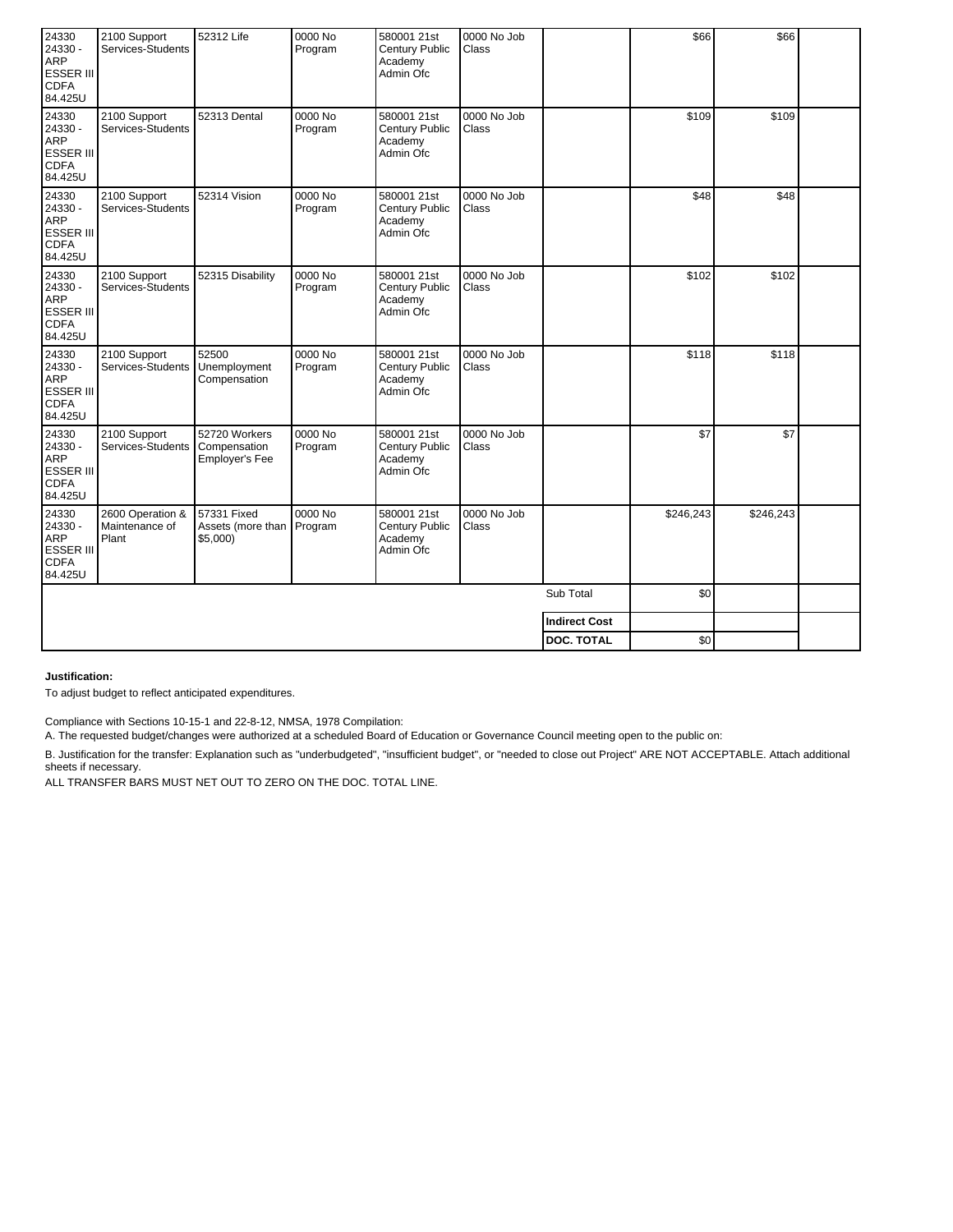| | | | | | | | | | |
|---|---|---|---|---|---|---|---|---|---|
| 24330 24330 - ARP ESSER III CDFA 84.425U | 2100 Support Services-Students | 52312 Life | 0000 No Program | 580001 21st Century Public Academy Admin Ofc | 0000 No Job Class | | $66 | $66 | |
| 24330 24330 - ARP ESSER III CDFA 84.425U | 2100 Support Services-Students | 52313 Dental | 0000 No Program | 580001 21st Century Public Academy Admin Ofc | 0000 No Job Class | | $109 | $109 | |
| 24330 24330 - ARP ESSER III CDFA 84.425U | 2100 Support Services-Students | 52314 Vision | 0000 No Program | 580001 21st Century Public Academy Admin Ofc | 0000 No Job Class | | $48 | $48 | |
| 24330 24330 - ARP ESSER III CDFA 84.425U | 2100 Support Services-Students | 52315 Disability | 0000 No Program | 580001 21st Century Public Academy Admin Ofc | 0000 No Job Class | | $102 | $102 | |
| 24330 24330 - ARP ESSER III CDFA 84.425U | 2100 Support Services-Students | 52500 Unemployment Compensation | 0000 No Program | 580001 21st Century Public Academy Admin Ofc | 0000 No Job Class | | $118 | $118 | |
| 24330 24330 - ARP ESSER III CDFA 84.425U | 2100 Support Services-Students | 52720 Workers Compensation Employer's Fee | 0000 No Program | 580001 21st Century Public Academy Admin Ofc | 0000 No Job Class | | $7 | $7 | |
| 24330 24330 - ARP ESSER III CDFA 84.425U | 2600 Operation & Maintenance of Plant | 57331 Fixed Assets (more than $5,000) | 0000 No Program | 580001 21st Century Public Academy Admin Ofc | 0000 No Job Class | | $246,243 | $246,243 | |
| | | | | | | Sub Total | $0 | | |
| | | | | | | **Indirect Cost** | | | |
| | | | | | | **DOC. TOTAL** | $0 | | |

**Justification:**

To adjust budget to reflect anticipated expenditures.

Compliance with Sections 10-15-1 and 22-8-12, NMSA, 1978 Compilation:

A. The requested budget/changes were authorized at a scheduled Board of Education or Governance Council meeting open to the public on:

B. Justification for the transfer: Explanation such as "underbudgeted", "insufficient budget", or "needed to close out Project" ARE NOT ACCEPTABLE. Attach additional sheets if necessary.

ALL TRANSFER BARS MUST NET OUT TO ZERO ON THE DOC. TOTAL LINE.